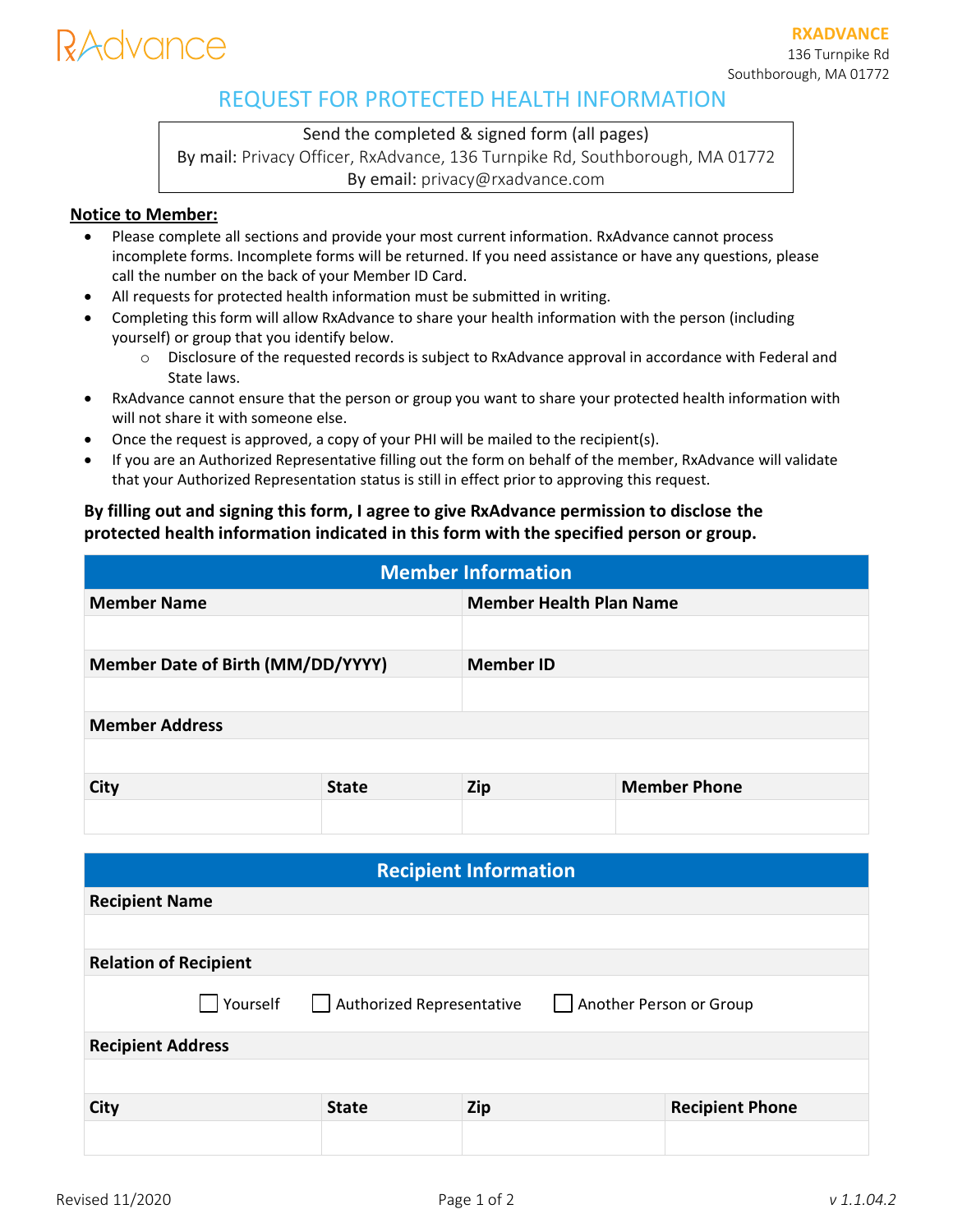RxAdvance

**RXADVANCE**
136 Turnpike Rd
Southborough, MA 01772

# REQUEST FOR PROTECTED HEALTH INFORMATION

Send the completed & signed form (all pages)
By mail: Privacy Officer, RxAdvance, 136 Turnpike Rd, Southborough, MA 01772
By email: privacy@rxadvance.com

**Notice to Member:**

- Please complete all sections and provide your most current information. RxAdvance cannot process incomplete forms. Incomplete forms will be returned. If you need assistance or have any questions, please call the number on the back of your Member ID Card.
- All requests for protected health information must be submitted in writing.
- Completing this form will allow RxAdvance to share your health information with the person (including yourself) or group that you identify below.
  - Disclosure of the requested records is subject to RxAdvance approval in accordance with Federal and State laws.
- RxAdvance cannot ensure that the person or group you want to share your protected health information with will not share it with someone else.
- Once the request is approved, a copy of your PHI will be mailed to the recipient(s).
- If you are an Authorized Representative filling out the form on behalf of the member, RxAdvance will validate that your Authorized Representation status is still in effect prior to approving this request.

**By filling out and signing this form, I agree to give RxAdvance permission to disclose the protected health information indicated in this form with the specified person or group.**

| Member Information | | | |
|---|---|---|---|
| **Member Name** | | **Member Health Plan Name** | |
| | | | |
| **Member Date of Birth (MM/DD/YYYY)** | | **Member ID** | |
| | | | |
| **Member Address** | | | |
| | | | |
| **City** | **State** | **Zip** | **Member Phone** |
| | | | |

| Recipient Information | | | |
|---|---|---|---|
| **Recipient Name** | | | |
| | | | |
| **Relation of Recipient** | | | |
| ☐ Yourself | ☐ Authorized Representative | ☐ Another Person or Group | |
| **Recipient Address** | | | |
| | | | |
| **City** | **State** | **Zip** | **Recipient Phone** |
| | | | |

Revised 11/2020 | v 1.1.04.2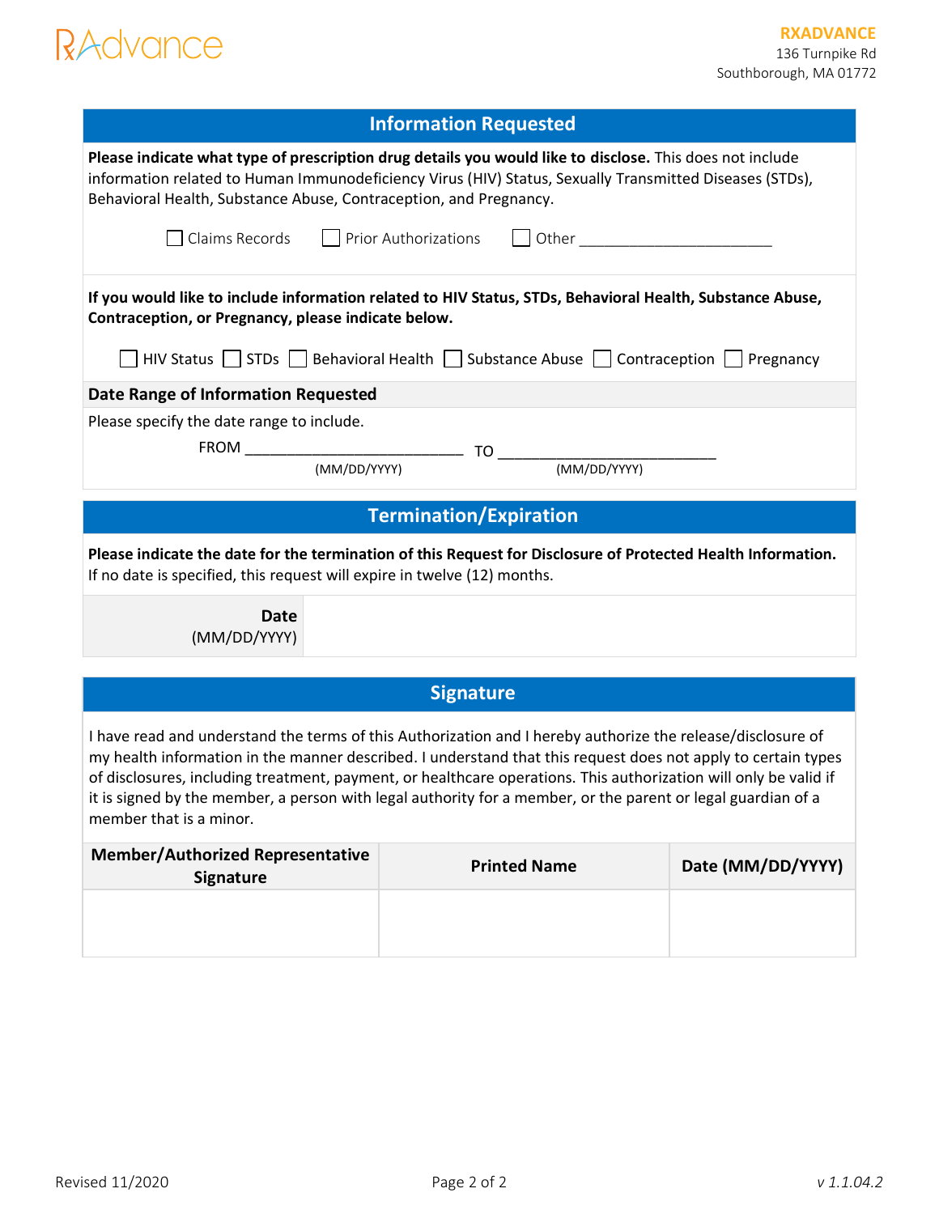RAdvance

**RXADVANCE**
136 Turnpike Rd
Southborough, MA 01772

## Information Requested

**Please indicate what type of prescription drug details you would like to disclose.** This does not include information related to Human Immunodeficiency Virus (HIV) Status, Sexually Transmitted Diseases (STDs), Behavioral Health, Substance Abuse, Contraception, and Pregnancy.

☐ Claims Records ☐ Prior Authorizations ☐ Other ________________________

**If you would like to include information related to HIV Status, STDs, Behavioral Health, Substance Abuse, Contraception, or Pregnancy, please indicate below.**

☐ HIV Status ☐ STDs ☐ Behavioral Health ☐ Substance Abuse ☐ Contraception ☐ Pregnancy

### Date Range of Information Requested

Please specify the date range to include.

FROM ___________________________ TO ___________________________
(MM/DD/YYYY) (MM/DD/YYYY)

## Termination/Expiration

**Please indicate the date for the termination of this Request for Disclosure of Protected Health Information.** If no date is specified, this request will expire in twelve (12) months.

| | |
|---|---|
| **Date** (MM/DD/YYYY) | |

## Signature

I have read and understand the terms of this Authorization and I hereby authorize the release/disclosure of my health information in the manner described. I understand that this request does not apply to certain types of disclosures, including treatment, payment, or healthcare operations. This authorization will only be valid if it is signed by the member, a person with legal authority for a member, or the parent or legal guardian of a member that is a minor.

| Member/Authorized Representative Signature | Printed Name | Date (MM/DD/YYYY) |
|---|---|---|
| | | |

Revised 11/2020

*v 1.1.04.2*